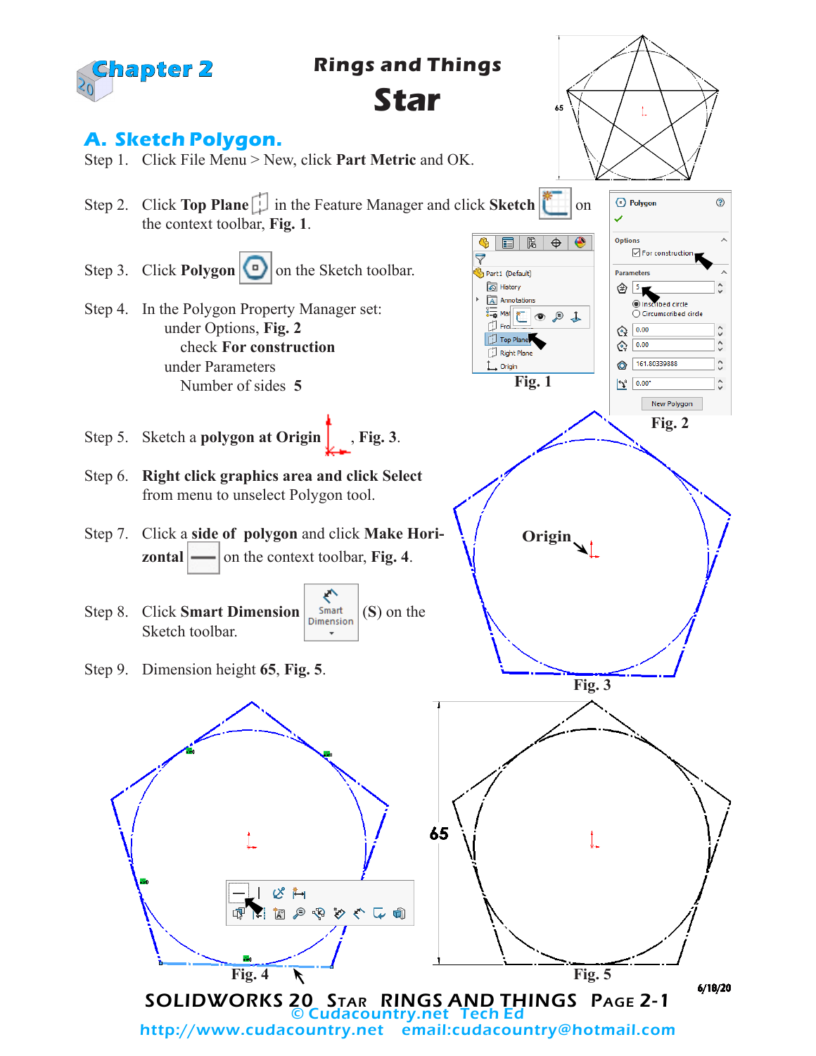# Chapter 2

## Rings and Things

# Star

## A. Sketch Polygon.

Step 1. Click File Menu > New, click **Part Metric** and OK.

Step 2. Click **Top Plane** in the Feature Manager and click **Sketch** on the context toolbar, **Fig. 1**.

Step 3. Click **Polygon** on the Sketch toolbar.

Step 4. In the Polygon Property Manager set:
under Options, **Fig. 2**
check **For construction**
under Parameters
Number of sides **5**

Step 5. Sketch a **polygon at Origin** , **Fig. 3**.

Step 6. **Right click graphics area and click Select** from menu to unselect Polygon tool.

Step 7. Click a **side of polygon** and click **Make Horizontal** on the context toolbar, **Fig. 4**.

Step 8. Click **Smart Dimension** (**S**) on the Sketch toolbar.

Step 9. Dimension height **65**, **Fig. 5**.

Fig. 1

Fig. 2

Origin

Fig. 3

Fig. 4

65

Fig. 5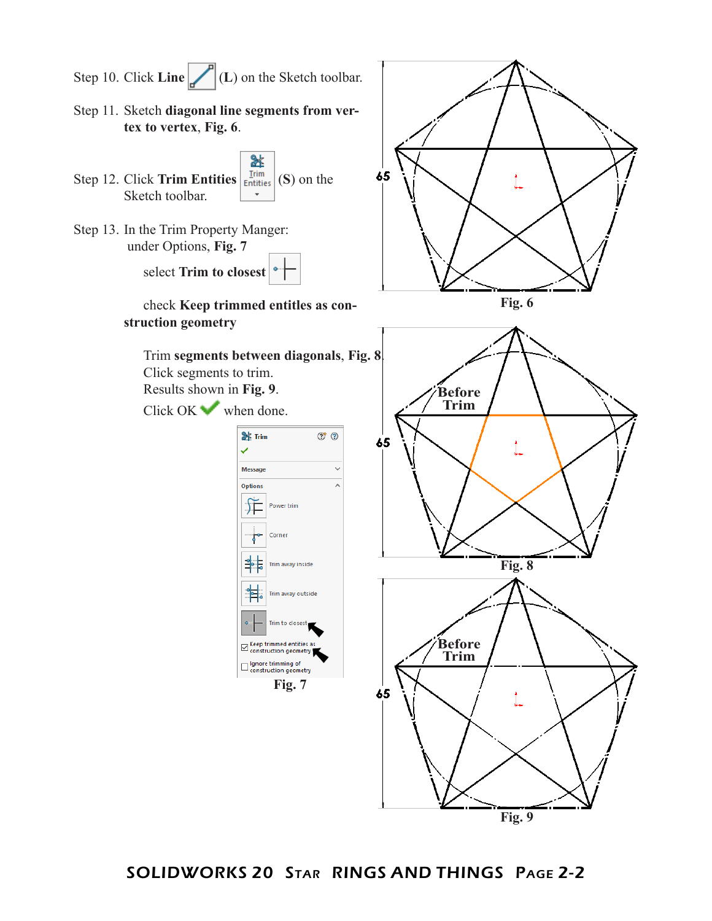Step 10. Click **Line** (**L**) on the Sketch toolbar.

Step 11. Sketch **diagonal line segments from vertex to vertex**, **Fig. 6**.

Step 12. Click **Trim Entities** (**S**) on the Sketch toolbar.

Step 13. In the Trim Property Manger: under Options, **Fig. 7**

select **Trim to closest**

check **Keep trimmed entities as construction geometry**

Trim **segments between diagonals**, **Fig. 8**.
Click segments to trim.
Results shown in **Fig. 9**.
Click OK when done.

Fig. 6

Fig. 7

Fig. 8

Fig. 9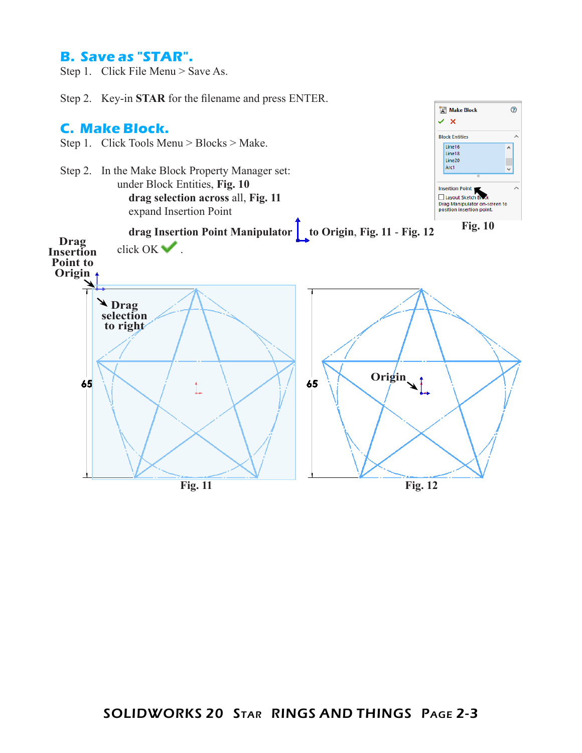## B. Save as "STAR".

Step 1. Click File Menu > Save As.

Step 2. Key-in **STAR** for the filename and press ENTER.

## C. Make Block.

Step 1. Click Tools Menu > Blocks > Make.

Step 2. In the Make Block Property Manager set:
under Block Entities, **Fig. 10**
**drag selection across** all, **Fig. 11**
expand Insertion Point
**drag Insertion Point Manipulator** to Origin, **Fig. 11 - Fig. 12**
click OK .

Make Block
Block Entities
Line16
Line18
Line20
Arc1
Insertion Point
Layout Sketch Block
Drag Manipulator on-screen to position insertion point.

Fig. 10

Drag Insertion Point to Origin

Drag selection to right

65

Fig. 11

Origin

65

Fig. 12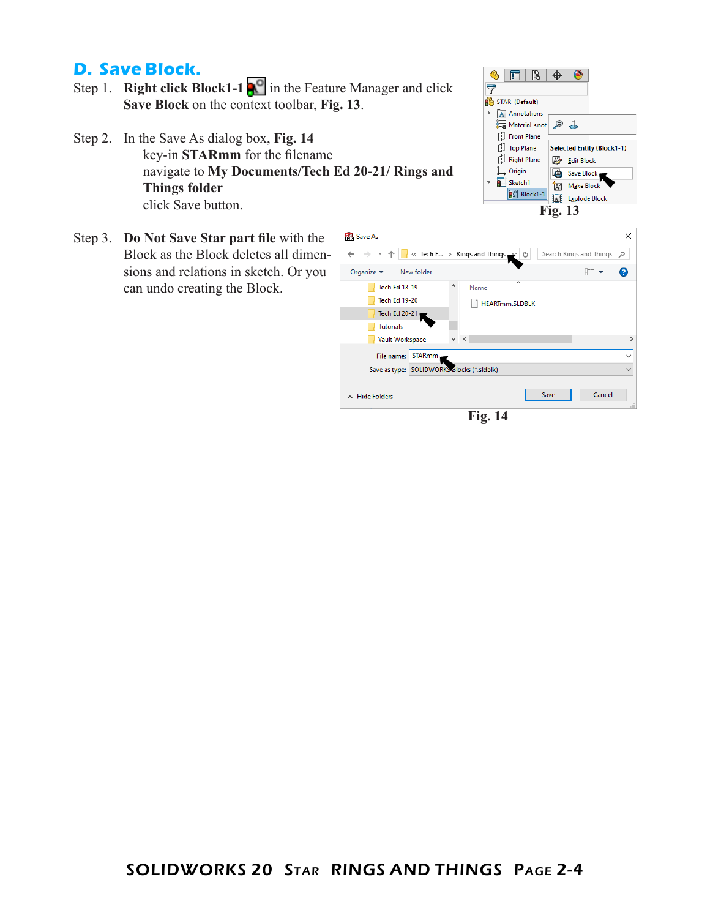## D. Save Block.

Step 1. **Right click Block1-1** in the Feature Manager and click **Save Block** on the context toolbar, **Fig. 13**.

Step 2. In the Save As dialog box, **Fig. 14**
key-in **STARmm** for the filename
navigate to **My Documents/Tech Ed 20-21/ Rings and Things folder**
click Save button.

Step 3. **Do Not Save Star part file** with the Block as the Block deletes all dimensions and relations in sketch. Or you can undo creating the Block.

Fig. 13

Fig. 14